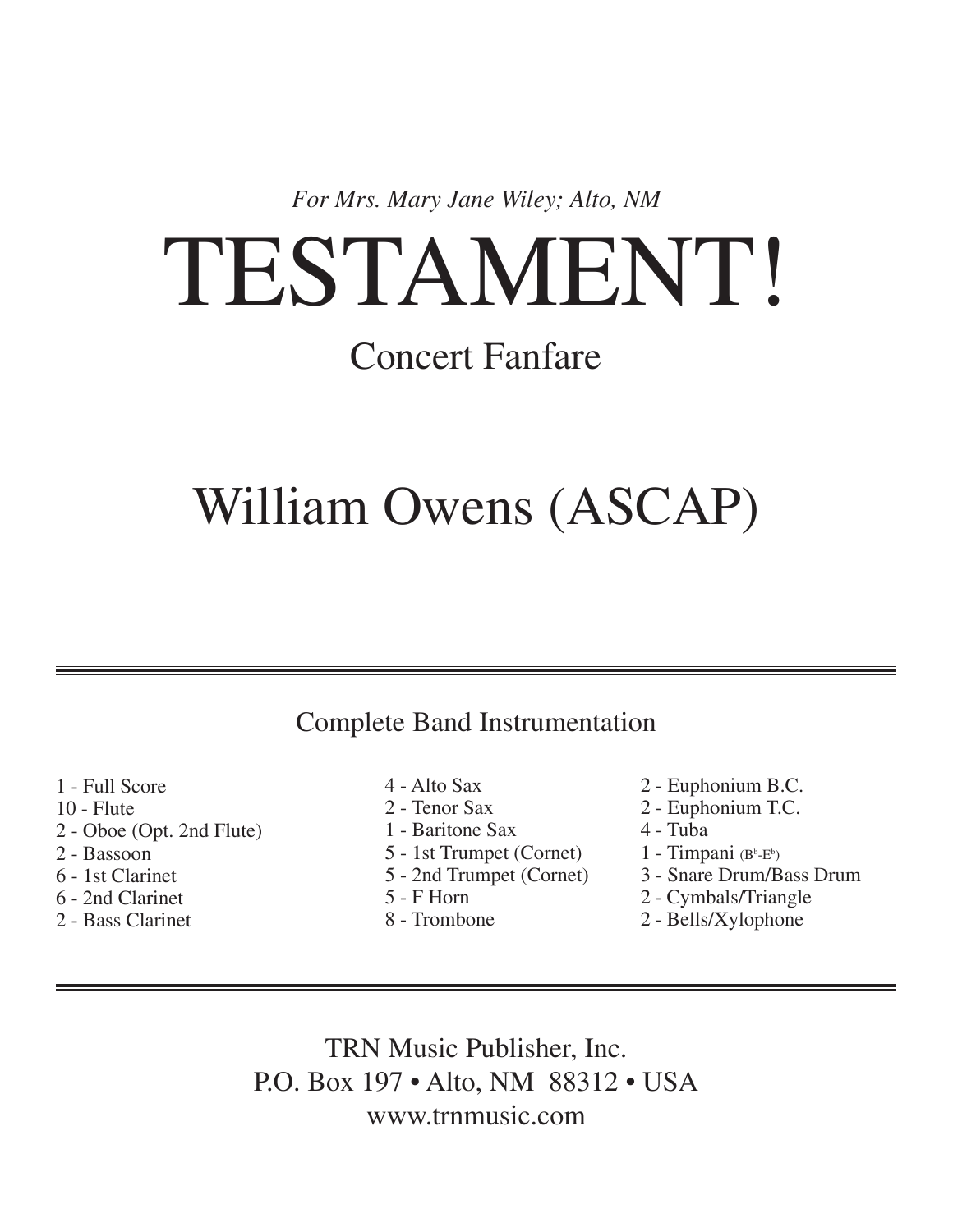*For Mrs. Mary Jane Wiley; Alto, NM*

# TESTAMENT!

## Concert Fanfare

## William Owens (ASCAP)

---

Complete Band Instrumentation

- 1 - Full Score
- 10 - Flute
- 2 - Oboe (Opt. 2nd Flute)
- 2 - Bassoon
- 6 - 1st Clarinet
- 6 - 2nd Clarinet
- 2 - Bass Clarinet
- 4 - Alto Sax
- 2 - Tenor Sax
- 1 - Baritone Sax
- 5 - 1st Trumpet (Cornet)
- 5 - 2nd Trumpet (Cornet)
- 5 - F Horn
- 8 - Trombone
- 2 - Euphonium B.C.
- 2 - Euphonium T.C.
- 4 - Tuba
- 1 - Timpani ($B^b$-$E^b$)
- 3 - Snare Drum/Bass Drum
- 2 - Cymbals/Triangle
- 2 - Bells/Xylophone

---

TRN Music Publisher, Inc.
P.O. Box 197 • Alto, NM 88312 • USA
www.trnmusic.com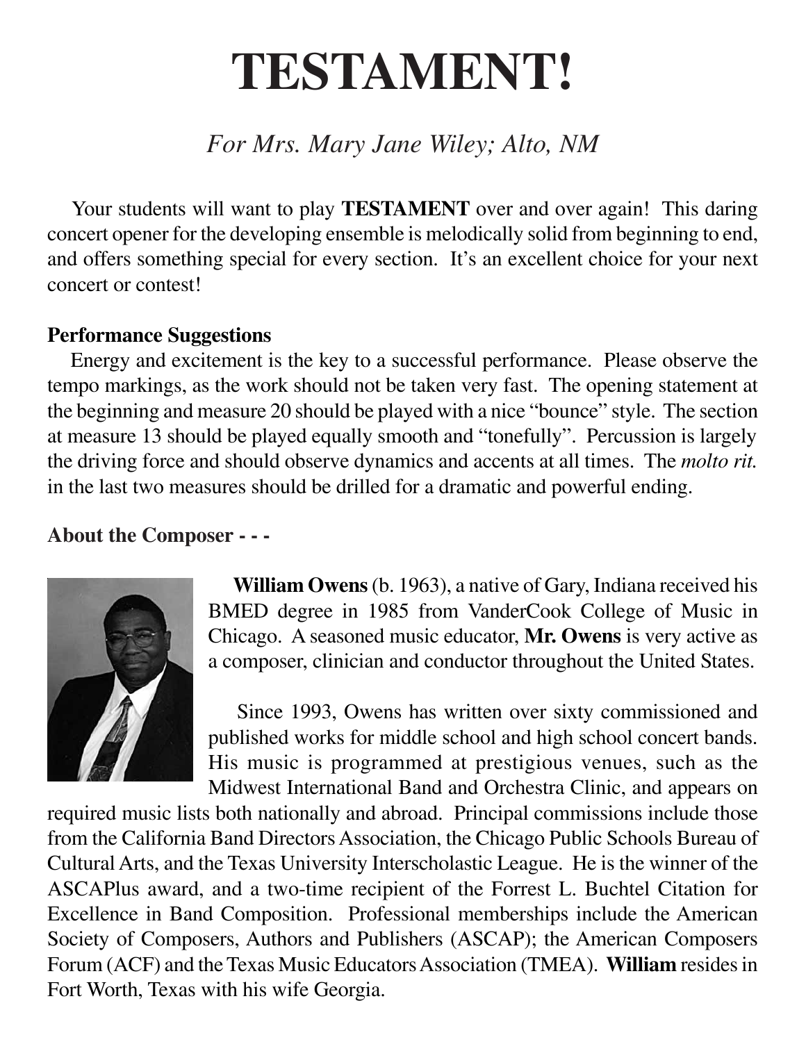# TESTAMENT!

*For Mrs. Mary Jane Wiley; Alto, NM*

Your students will want to play **TESTAMENT** over and over again! This daring concert opener for the developing ensemble is melodically solid from beginning to end, and offers something special for every section. It's an excellent choice for your next concert or contest!

**Performance Suggestions**

Energy and excitement is the key to a successful performance. Please observe the tempo markings, as the work should not be taken very fast. The opening statement at the beginning and measure 20 should be played with a nice "bounce" style. The section at measure 13 should be played equally smooth and "tonefully". Percussion is largely the driving force and should observe dynamics and accents at all times. The *molto rit.* in the last two measures should be drilled for a dramatic and powerful ending.

**About the Composer - - -**

**William Owens** (b. 1963), a native of Gary, Indiana received his BMED degree in 1985 from VanderCook College of Music in Chicago. A seasoned music educator, **Mr. Owens** is very active as a composer, clinician and conductor throughout the United States.

Since 1993, Owens has written over sixty commissioned and published works for middle school and high school concert bands. His music is programmed at prestigious venues, such as the Midwest International Band and Orchestra Clinic, and appears on required music lists both nationally and abroad. Principal commissions include those from the California Band Directors Association, the Chicago Public Schools Bureau of Cultural Arts, and the Texas University Interscholastic League. He is the winner of the ASCAPlus award, and a two-time recipient of the Forrest L. Buchtel Citation for Excellence in Band Composition. Professional memberships include the American Society of Composers, Authors and Publishers (ASCAP); the American Composers Forum (ACF) and the Texas Music Educators Association (TMEA). **William** resides in Fort Worth, Texas with his wife Georgia.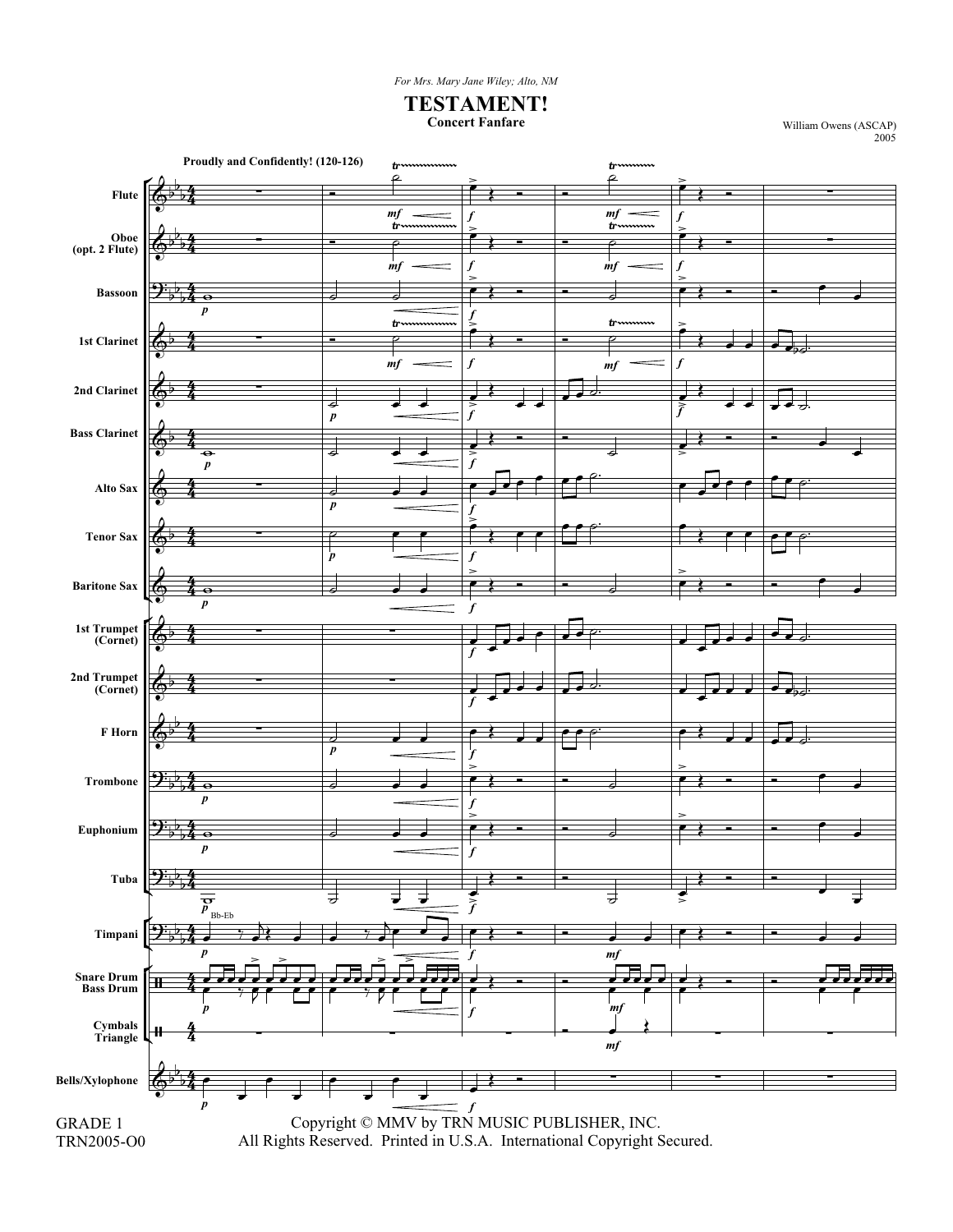*For Mrs. Mary Jane Wiley; Alto, NM*

# TESTAMENT!

**Concert Fanfare**

William Owens (ASCAP)
2005

**Proudly and Confidently! (120-126)**

GRADE 1
TRN2005-O0

Copyright © MMV by TRN MUSIC PUBLISHER, INC.
All Rights Reserved. Printed in U.S.A. International Copyright Secured.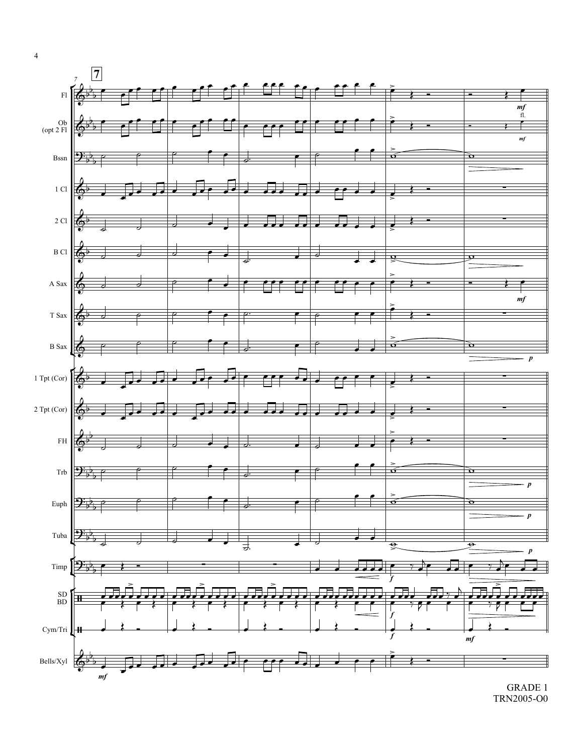GRADE 1
TRN2005-O0